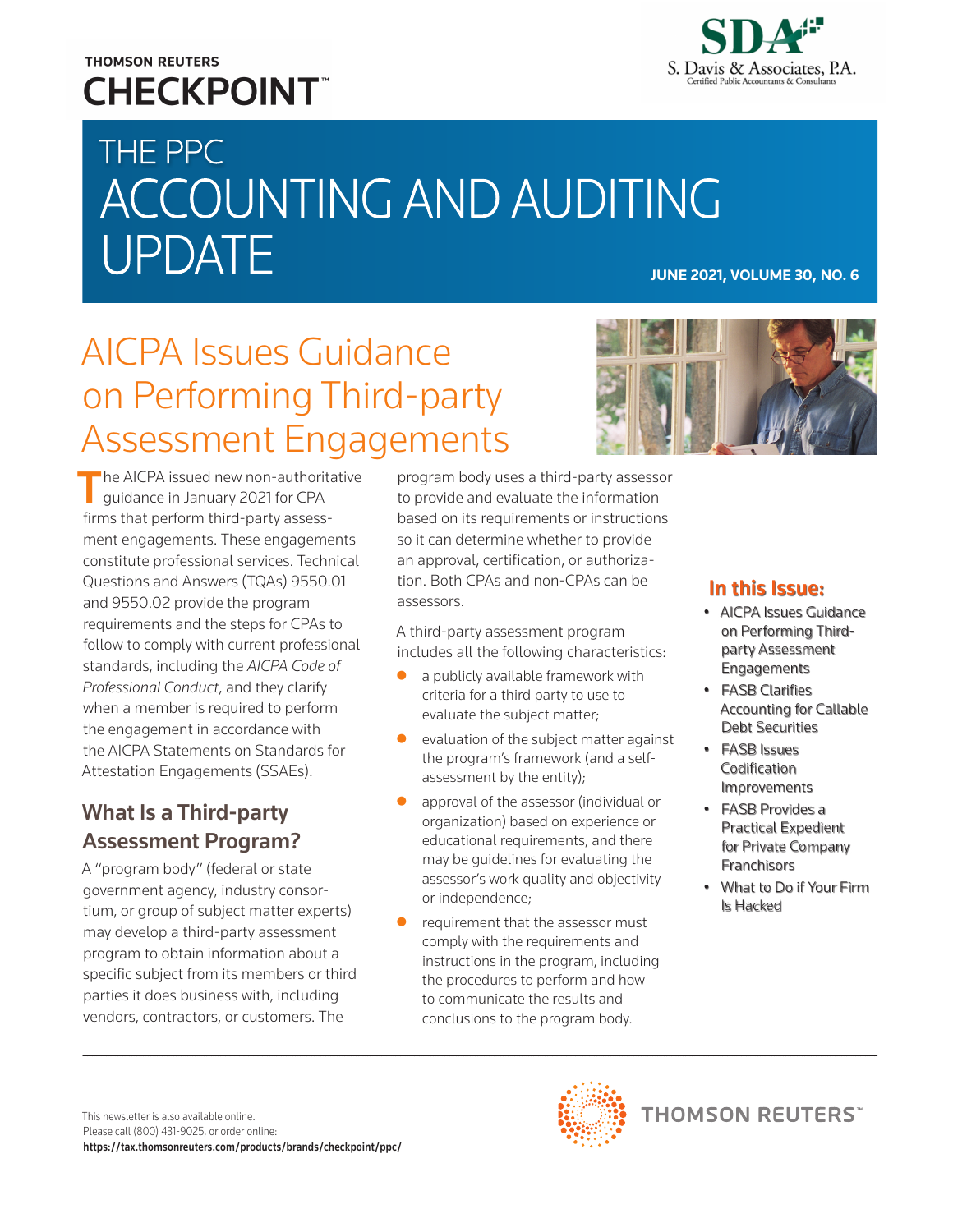THOMSON REUTERS
CHECKPOINT™

SDA
S. Davis & Associates, P.A.
Certified Public Accountants & Consultants

# THE PPC ACCOUNTING AND AUDITING UPDATE

JUNE 2021, VOLUME 30, NO. 6

## AICPA Issues Guidance on Performing Third-party Assessment Engagements

The AICPA issued new non-authoritative guidance in January 2021 for CPA firms that perform third-party assessment engagements. These engagements constitute professional services. Technical Questions and Answers (TQAs) 9550.01 and 9550.02 provide the program requirements and the steps for CPAs to follow to comply with current professional standards, including the *AICPA Code of Professional Conduct*, and they clarify when a member is required to perform the engagement in accordance with the AICPA Statements on Standards for Attestation Engagements (SSAEs).

### What Is a Third-party Assessment Program?

A "program body" (federal or state government agency, industry consortium, or group of subject matter experts) may develop a third-party assessment program to obtain information about a specific subject from its members or third parties it does business with, including vendors, contractors, or customers. The program body uses a third-party assessor to provide and evaluate the information based on its requirements or instructions so it can determine whether to provide an approval, certification, or authorization. Both CPAs and non-CPAs can be assessors.

A third-party assessment program includes all the following characteristics:

- a publicly available framework with criteria for a third party to use to evaluate the subject matter;
- evaluation of the subject matter against the program's framework (and a self-assessment by the entity);
- approval of the assessor (individual or organization) based on experience or educational requirements, and there may be guidelines for evaluating the assessor's work quality and objectivity or independence;
- requirement that the assessor must comply with the requirements and instructions in the program, including the procedures to perform and how to communicate the results and conclusions to the program body.

**In this Issue:**

- AICPA Issues Guidance on Performing Third-party Assessment Engagements
- FASB Clarifies Accounting for Callable Debt Securities
- FASB Issues Codification Improvements
- FASB Provides a Practical Expedient for Private Company Franchisors
- What to Do if Your Firm Is Hacked

This newsletter is also available online.
Please call (800) 431-9025, or order online:
**https://tax.thomsonreuters.com/products/brands/checkpoint/ppc/**

THOMSON REUTERS™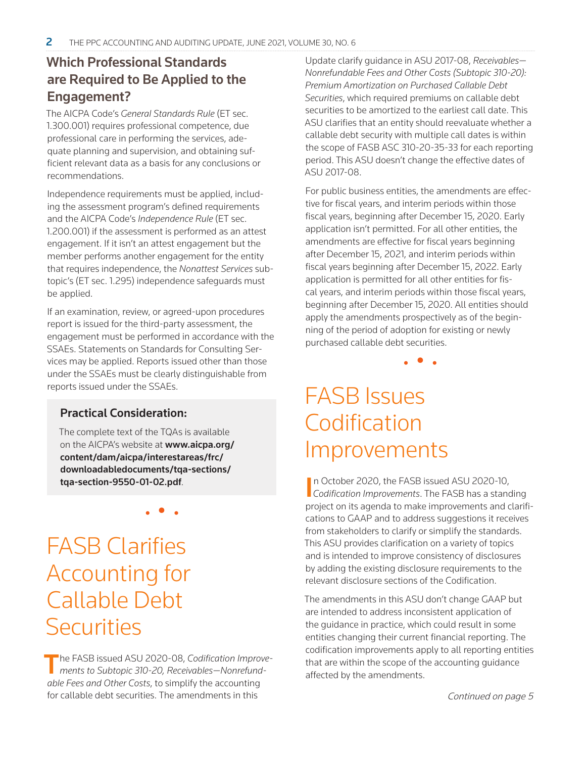## Which Professional Standards are Required to Be Applied to the Engagement?

The AICPA Code's *General Standards Rule* (ET sec. 1.300.001) requires professional competence, due professional care in performing the services, adequate planning and supervision, and obtaining sufficient relevant data as a basis for any conclusions or recommendations.

Independence requirements must be applied, including the assessment program's defined requirements and the AICPA Code's *Independence Rule* (ET sec. 1.200.001) if the assessment is performed as an attest engagement. If it isn't an attest engagement but the member performs another engagement for the entity that requires independence, the *Nonattest Services* subtopic's (ET sec. 1.295) independence safeguards must be applied.

If an examination, review, or agreed-upon procedures report is issued for the third-party assessment, the engagement must be performed in accordance with the SSAEs. Statements on Standards for Consulting Services may be applied. Reports issued other than those under the SSAEs must be clearly distinguishable from reports issued under the SSAEs.

> **Practical Consideration:**
>
> The complete text of the TQAs is available on the AICPA's website at **www.aicpa.org/content/dam/aicpa/interestareas/frc/downloadabledocuments/tqa-sections/tqa-section-9550-01-02.pdf**.

# FASB Clarifies Accounting for Callable Debt Securities

The FASB issued ASU 2020-08, *Codification Improvements to Subtopic 310-20, Receivables—Nonrefundable Fees and Other Costs*, to simplify the accounting for callable debt securities. The amendments in this Update clarify guidance in ASU 2017-08, *Receivables—Nonrefundable Fees and Other Costs (Subtopic 310-20): Premium Amortization on Purchased Callable Debt Securities*, which required premiums on callable debt securities to be amortized to the earliest call date. This ASU clarifies that an entity should reevaluate whether a callable debt security with multiple call dates is within the scope of FASB ASC 310-20-35-33 for each reporting period. This ASU doesn't change the effective dates of ASU 2017-08.

For public business entities, the amendments are effective for fiscal years, and interim periods within those fiscal years, beginning after December 15, 2020. Early application isn't permitted. For all other entities, the amendments are effective for fiscal years beginning after December 15, 2021, and interim periods within fiscal years beginning after December 15, 2022. Early application is permitted for all other entities for fiscal years, and interim periods within those fiscal years, beginning after December 15, 2020. All entities should apply the amendments prospectively as of the beginning of the period of adoption for existing or newly purchased callable debt securities.

# FASB Issues Codification Improvements

In October 2020, the FASB issued ASU 2020-10, *Codification Improvements*. The FASB has a standing project on its agenda to make improvements and clarifications to GAAP and to address suggestions it receives from stakeholders to clarify or simplify the standards. This ASU provides clarification on a variety of topics and is intended to improve consistency of disclosures by adding the existing disclosure requirements to the relevant disclosure sections of the Codification.

The amendments in this ASU don't change GAAP but are intended to address inconsistent application of the guidance in practice, which could result in some entities changing their current financial reporting. The codification improvements apply to all reporting entities that are within the scope of the accounting guidance affected by the amendments.

*Continued on page 5*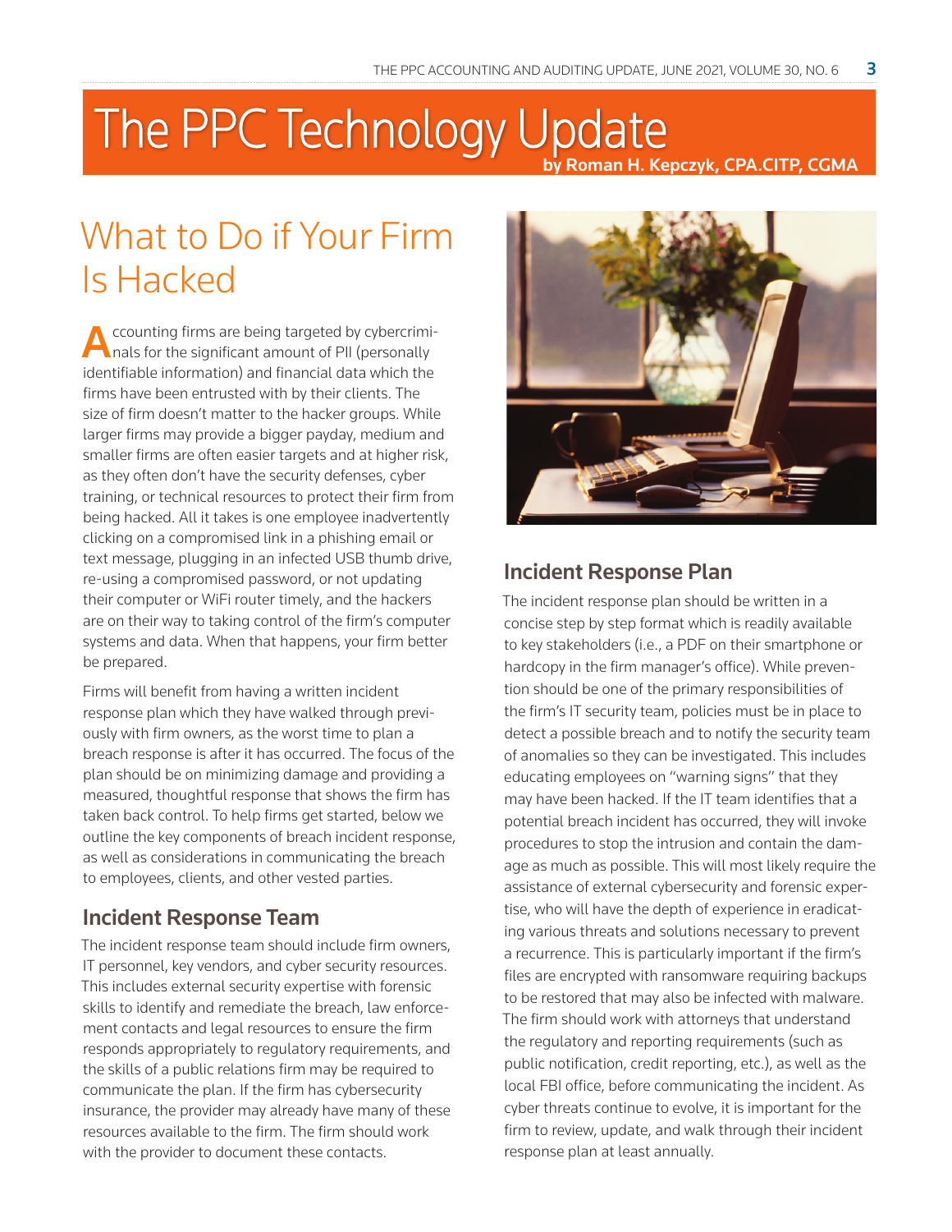# The PPC Technology Update

**by Roman H. Kepczyk, CPA.CITP, CGMA**

## What to Do if Your Firm Is Hacked

Accounting firms are being targeted by cybercriminals for the significant amount of PII (personally identifiable information) and financial data which the firms have been entrusted with by their clients. The size of firm doesn't matter to the hacker groups. While larger firms may provide a bigger payday, medium and smaller firms are often easier targets and at higher risk, as they often don't have the security defenses, cyber training, or technical resources to protect their firm from being hacked. All it takes is one employee inadvertently clicking on a compromised link in a phishing email or text message, plugging in an infected USB thumb drive, re-using a compromised password, or not updating their computer or WiFi router timely, and the hackers are on their way to taking control of the firm's computer systems and data. When that happens, your firm better be prepared.

Firms will benefit from having a written incident response plan which they have walked through previously with firm owners, as the worst time to plan a breach response is after it has occurred. The focus of the plan should be on minimizing damage and providing a measured, thoughtful response that shows the firm has taken back control. To help firms get started, below we outline the key components of breach incident response, as well as considerations in communicating the breach to employees, clients, and other vested parties.

### Incident Response Team

The incident response team should include firm owners, IT personnel, key vendors, and cyber security resources. This includes external security expertise with forensic skills to identify and remediate the breach, law enforcement contacts and legal resources to ensure the firm responds appropriately to regulatory requirements, and the skills of a public relations firm may be required to communicate the plan. If the firm has cybersecurity insurance, the provider may already have many of these resources available to the firm. The firm should work with the provider to document these contacts.

### Incident Response Plan

The incident response plan should be written in a concise step by step format which is readily available to key stakeholders (i.e., a PDF on their smartphone or hardcopy in the firm manager's office). While prevention should be one of the primary responsibilities of the firm's IT security team, policies must be in place to detect a possible breach and to notify the security team of anomalies so they can be investigated. This includes educating employees on "warning signs" that they may have been hacked. If the IT team identifies that a potential breach incident has occurred, they will invoke procedures to stop the intrusion and contain the damage as much as possible. This will most likely require the assistance of external cybersecurity and forensic expertise, who will have the depth of experience in eradicating various threats and solutions necessary to prevent a recurrence. This is particularly important if the firm's files are encrypted with ransomware requiring backups to be restored that may also be infected with malware. The firm should work with attorneys that understand the regulatory and reporting requirements (such as public notification, credit reporting, etc.), as well as the local FBI office, before communicating the incident. As cyber threats continue to evolve, it is important for the firm to review, update, and walk through their incident response plan at least annually.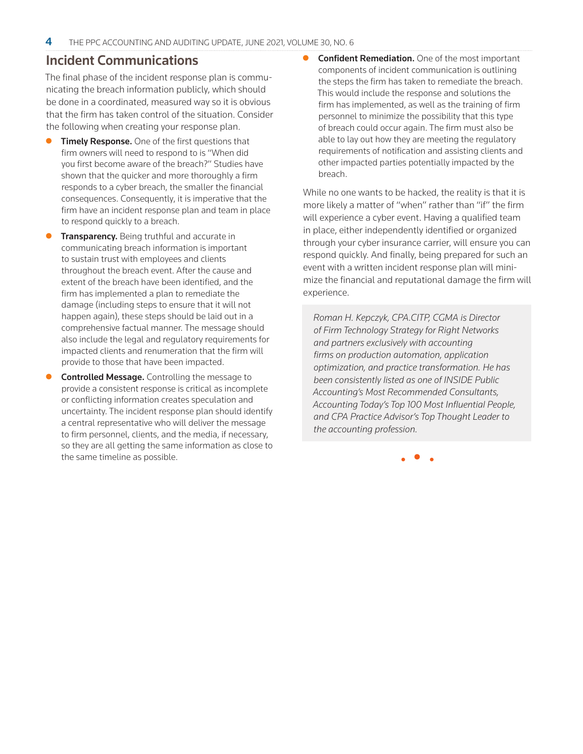## Incident Communications

The final phase of the incident response plan is communicating the breach information publicly, which should be done in a coordinated, measured way so it is obvious that the firm has taken control of the situation. Consider the following when creating your response plan.

- **Timely Response.** One of the first questions that firm owners will need to respond to is "When did you first become aware of the breach?" Studies have shown that the quicker and more thoroughly a firm responds to a cyber breach, the smaller the financial consequences. Consequently, it is imperative that the firm have an incident response plan and team in place to respond quickly to a breach.
- **Transparency.** Being truthful and accurate in communicating breach information is important to sustain trust with employees and clients throughout the breach event. After the cause and extent of the breach have been identified, and the firm has implemented a plan to remediate the damage (including steps to ensure that it will not happen again), these steps should be laid out in a comprehensive factual manner. The message should also include the legal and regulatory requirements for impacted clients and renumeration that the firm will provide to those that have been impacted.
- **Controlled Message.** Controlling the message to provide a consistent response is critical as incomplete or conflicting information creates speculation and uncertainty. The incident response plan should identify a central representative who will deliver the message to firm personnel, clients, and the media, if necessary, so they are all getting the same information as close to the same timeline as possible.
- **Confident Remediation.** One of the most important components of incident communication is outlining the steps the firm has taken to remediate the breach. This would include the response and solutions the firm has implemented, as well as the training of firm personnel to minimize the possibility that this type of breach could occur again. The firm must also be able to lay out how they are meeting the regulatory requirements of notification and assisting clients and other impacted parties potentially impacted by the breach.

While no one wants to be hacked, the reality is that it is more likely a matter of "when" rather than "if" the firm will experience a cyber event. Having a qualified team in place, either independently identified or organized through your cyber insurance carrier, will ensure you can respond quickly. And finally, being prepared for such an event with a written incident response plan will minimize the financial and reputational damage the firm will experience.

*Roman H. Kepczyk, CPA.CITP, CGMA is Director of Firm Technology Strategy for Right Networks and partners exclusively with accounting firms on production automation, application optimization, and practice transformation. He has been consistently listed as one of INSIDE Public Accounting's Most Recommended Consultants, Accounting Today's Top 100 Most Influential People, and CPA Practice Advisor's Top Thought Leader to the accounting profession.*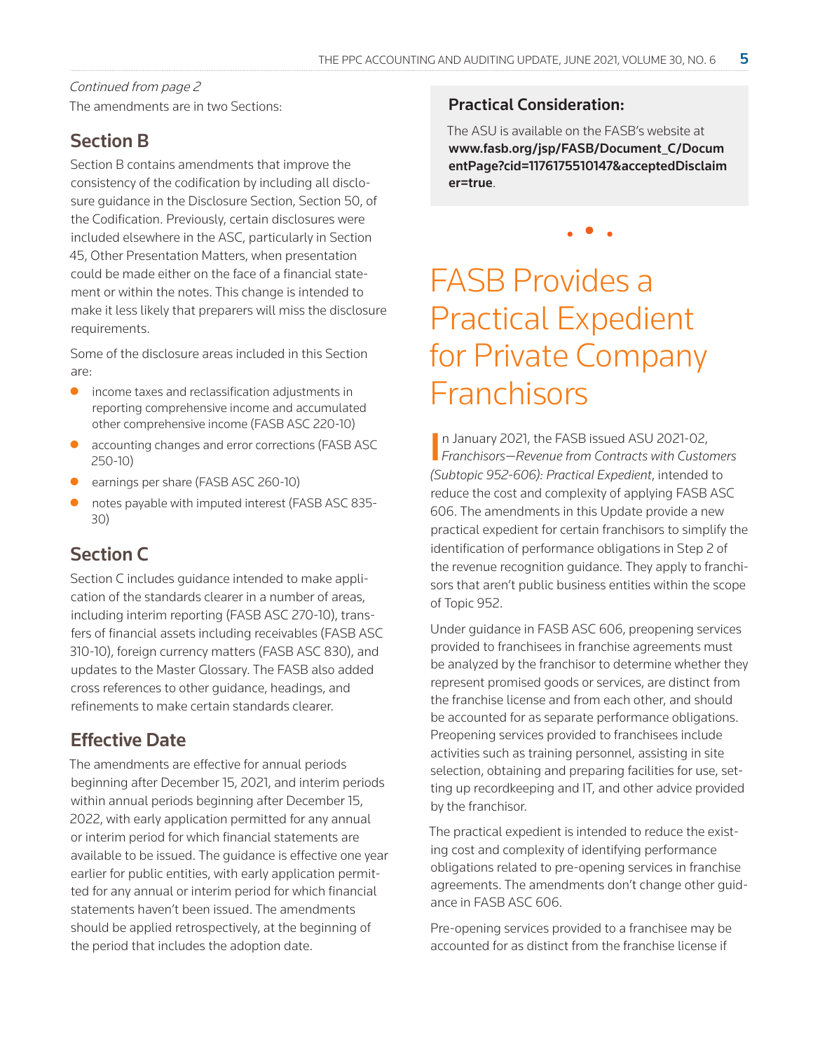*Continued from page 2*

The amendments are in two Sections:

## Section B

Section B contains amendments that improve the consistency of the codification by including all disclosure guidance in the Disclosure Section, Section 50, of the Codification. Previously, certain disclosures were included elsewhere in the ASC, particularly in Section 45, Other Presentation Matters, when presentation could be made either on the face of a financial statement or within the notes. This change is intended to make it less likely that preparers will miss the disclosure requirements.

Some of the disclosure areas included in this Section are:

- income taxes and reclassification adjustments in reporting comprehensive income and accumulated other comprehensive income (FASB ASC 220-10)
- accounting changes and error corrections (FASB ASC 250-10)
- earnings per share (FASB ASC 260-10)
- notes payable with imputed interest (FASB ASC 835-30)

## Section C

Section C includes guidance intended to make application of the standards clearer in a number of areas, including interim reporting (FASB ASC 270-10), transfers of financial assets including receivables (FASB ASC 310-10), foreign currency matters (FASB ASC 830), and updates to the Master Glossary. The FASB also added cross references to other guidance, headings, and refinements to make certain standards clearer.

## Effective Date

The amendments are effective for annual periods beginning after December 15, 2021, and interim periods within annual periods beginning after December 15, 2022, with early application permitted for any annual or interim period for which financial statements are available to be issued. The guidance is effective one year earlier for public entities, with early application permitted for any annual or interim period for which financial statements haven't been issued. The amendments should be applied retrospectively, at the beginning of the period that includes the adoption date.

### Practical Consideration:

The ASU is available on the FASB's website at **www.fasb.org/jsp/FASB/Document_C/DocumentPage?cid=1176175510147&acceptedDisclaimer=true**.

# FASB Provides a Practical Expedient for Private Company Franchisors

In January 2021, the FASB issued ASU 2021-02, *Franchisors—Revenue from Contracts with Customers (Subtopic 952-606): Practical Expedient*, intended to reduce the cost and complexity of applying FASB ASC 606. The amendments in this Update provide a new practical expedient for certain franchisors to simplify the identification of performance obligations in Step 2 of the revenue recognition guidance. They apply to franchisors that aren't public business entities within the scope of Topic 952.

Under guidance in FASB ASC 606, preopening services provided to franchisees in franchise agreements must be analyzed by the franchisor to determine whether they represent promised goods or services, are distinct from the franchise license and from each other, and should be accounted for as separate performance obligations. Preopening services provided to franchisees include activities such as training personnel, assisting in site selection, obtaining and preparing facilities for use, setting up recordkeeping and IT, and other advice provided by the franchisor.

The practical expedient is intended to reduce the existing cost and complexity of identifying performance obligations related to pre-opening services in franchise agreements. The amendments don't change other guidance in FASB ASC 606.

Pre-opening services provided to a franchisee may be accounted for as distinct from the franchise license if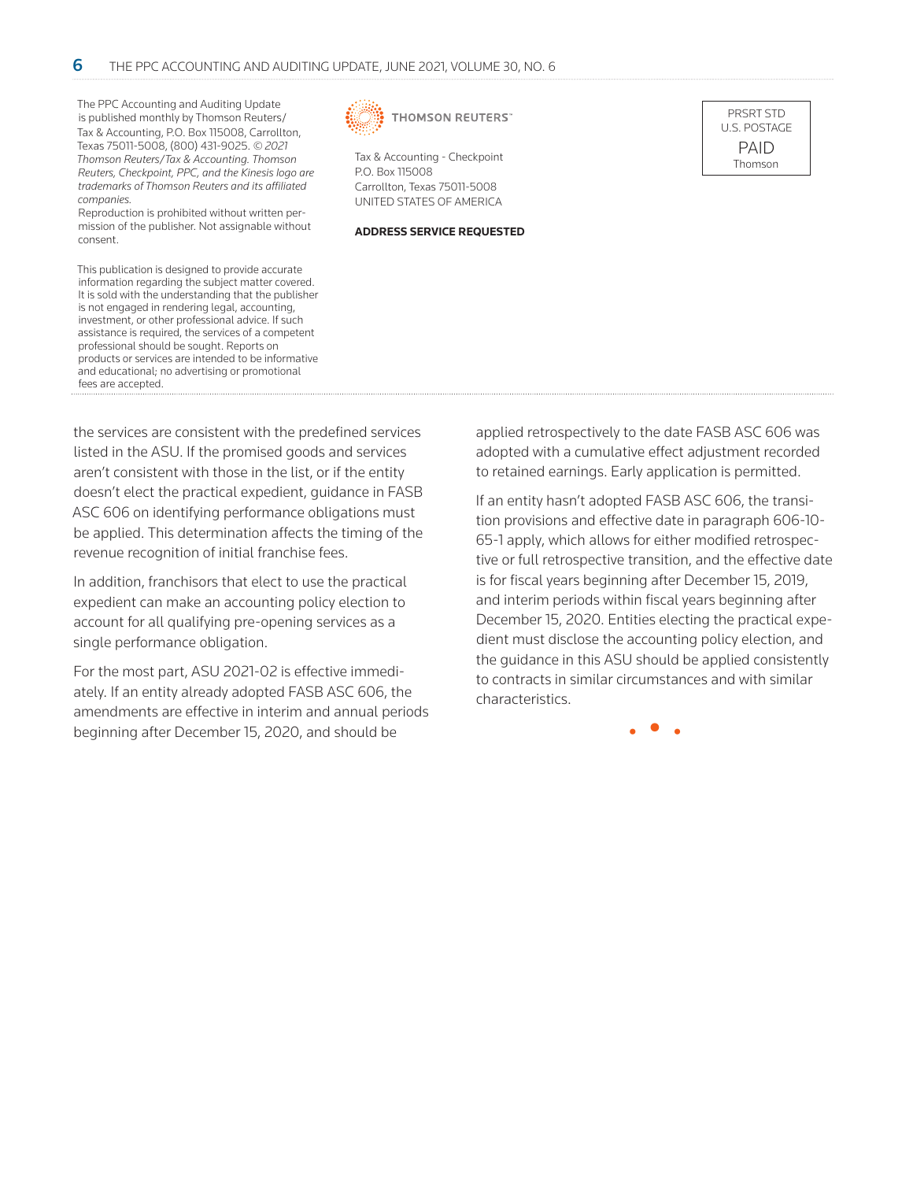The PPC Accounting and Auditing Update is published monthly by Thomson Reuters/ Tax & Accounting, P.O. Box 115008, Carrollton, Texas 75011-5008, (800) 431-9025. *© 2021 Thomson Reuters/Tax & Accounting. Thomson Reuters, Checkpoint, PPC, and the Kinesis logo are trademarks of Thomson Reuters and its affiliated companies.*
Reproduction is prohibited without written permission of the publisher. Not assignable without consent.

This publication is designed to provide accurate information regarding the subject matter covered. It is sold with the understanding that the publisher is not engaged in rendering legal, accounting, investment, or other professional advice. If such assistance is required, the services of a competent professional should be sought. Reports on products or services are intended to be informative and educational; no advertising or promotional fees are accepted.

THOMSON REUTERS

Tax & Accounting - Checkpoint
P.O. Box 115008
Carrollton, Texas 75011-5008
UNITED STATES OF AMERICA

**ADDRESS SERVICE REQUESTED**

PRSRT STD
U.S. POSTAGE
PAID
Thomson

the services are consistent with the predefined services listed in the ASU. If the promised goods and services aren't consistent with those in the list, or if the entity doesn't elect the practical expedient, guidance in FASB ASC 606 on identifying performance obligations must be applied. This determination affects the timing of the revenue recognition of initial franchise fees.

In addition, franchisors that elect to use the practical expedient can make an accounting policy election to account for all qualifying pre-opening services as a single performance obligation.

For the most part, ASU 2021-02 is effective immediately. If an entity already adopted FASB ASC 606, the amendments are effective in interim and annual periods beginning after December 15, 2020, and should be applied retrospectively to the date FASB ASC 606 was adopted with a cumulative effect adjustment recorded to retained earnings. Early application is permitted.

If an entity hasn't adopted FASB ASC 606, the transition provisions and effective date in paragraph 606-10-65-1 apply, which allows for either modified retrospective or full retrospective transition, and the effective date is for fiscal years beginning after December 15, 2019, and interim periods within fiscal years beginning after December 15, 2020. Entities electing the practical expedient must disclose the accounting policy election, and the guidance in this ASU should be applied consistently to contracts in similar circumstances and with similar characteristics.